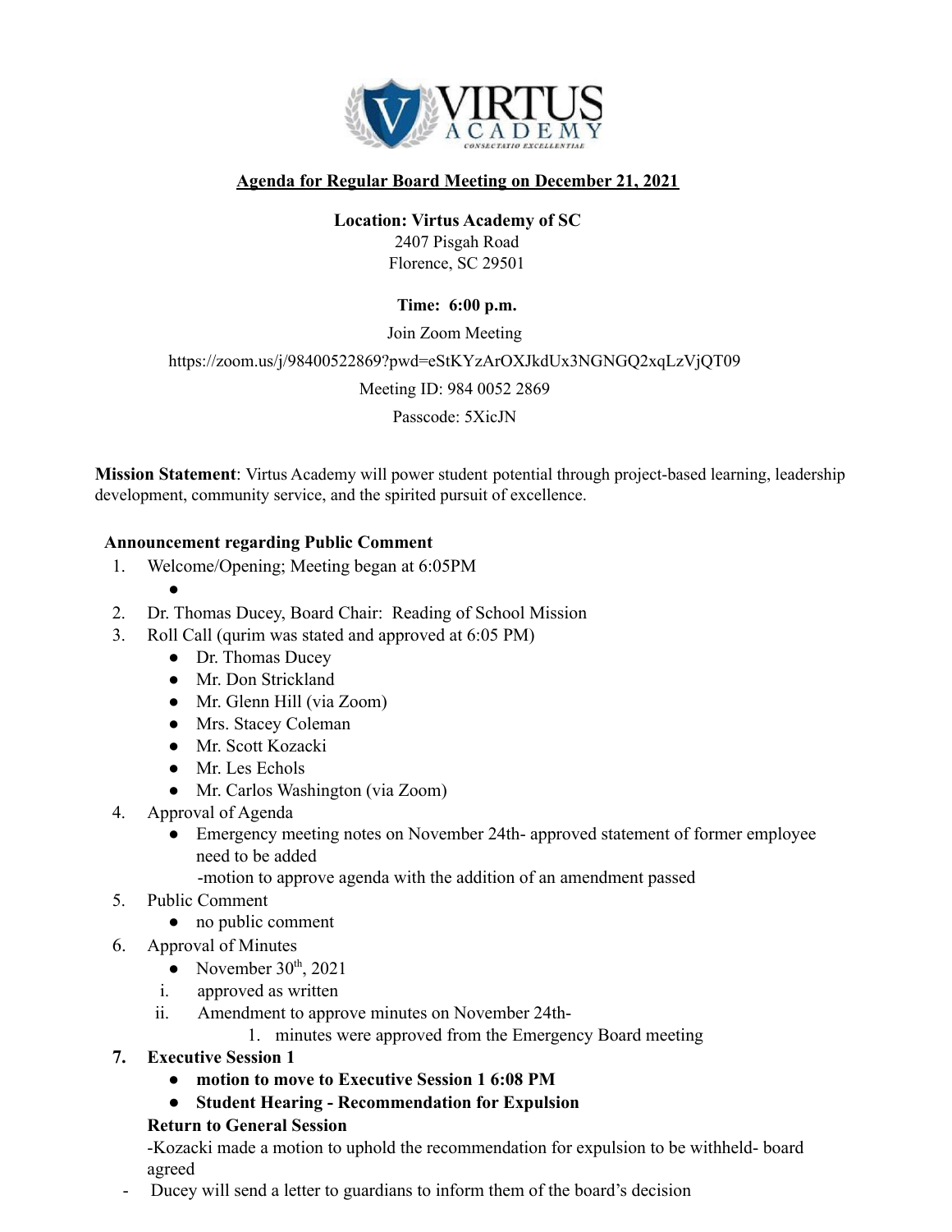**Agenda for Regular Board Meeting on December 21, 2021**

**Location: Virtus Academy of SC**
2407 Pisgah Road
Florence, SC 29501

**Time: 6:00 p.m.**

Join Zoom Meeting

https://zoom.us/j/98400522869?pwd=eStKYzArOXJkdUx3NGNGQ2xqLzVjQT09

Meeting ID: 984 0052 2869

Passcode: 5XicJN

**Mission Statement**: Virtus Academy will power student potential through project-based learning, leadership development, community service, and the spirited pursuit of excellence.

**Announcement regarding Public Comment**

1. Welcome/Opening; Meeting began at 6:05PM
   -
2. Dr. Thomas Ducey, Board Chair: Reading of School Mission
3. Roll Call (qurim was stated and approved at 6:05 PM)
   - Dr. Thomas Ducey
   - Mr. Don Strickland
   - Mr. Glenn Hill (via Zoom)
   - Mrs. Stacey Coleman
   - Mr. Scott Kozacki
   - Mr. Les Echols
   - Mr. Carlos Washington (via Zoom)
4. Approval of Agenda
   - Emergency meeting notes on November 24th- approved statement of former employee need to be added

     -motion to approve agenda with the addition of an amendment passed
5. Public Comment
   - no public comment
6. Approval of Minutes
   - November 30th, 2021
   1. approved as written
   2. Amendment to approve minutes on November 24th-
      1. minutes were approved from the Emergency Board meeting
7. **Executive Session 1**
   - **motion to move to Executive Session 1 6:08 PM**
   - **Student Hearing - Recommendation for Expulsion**

   **Return to General Session**

   -Kozacki made a motion to uphold the recommendation for expulsion to be withheld- board agreed

- Ducey will send a letter to guardians to inform them of the board's decision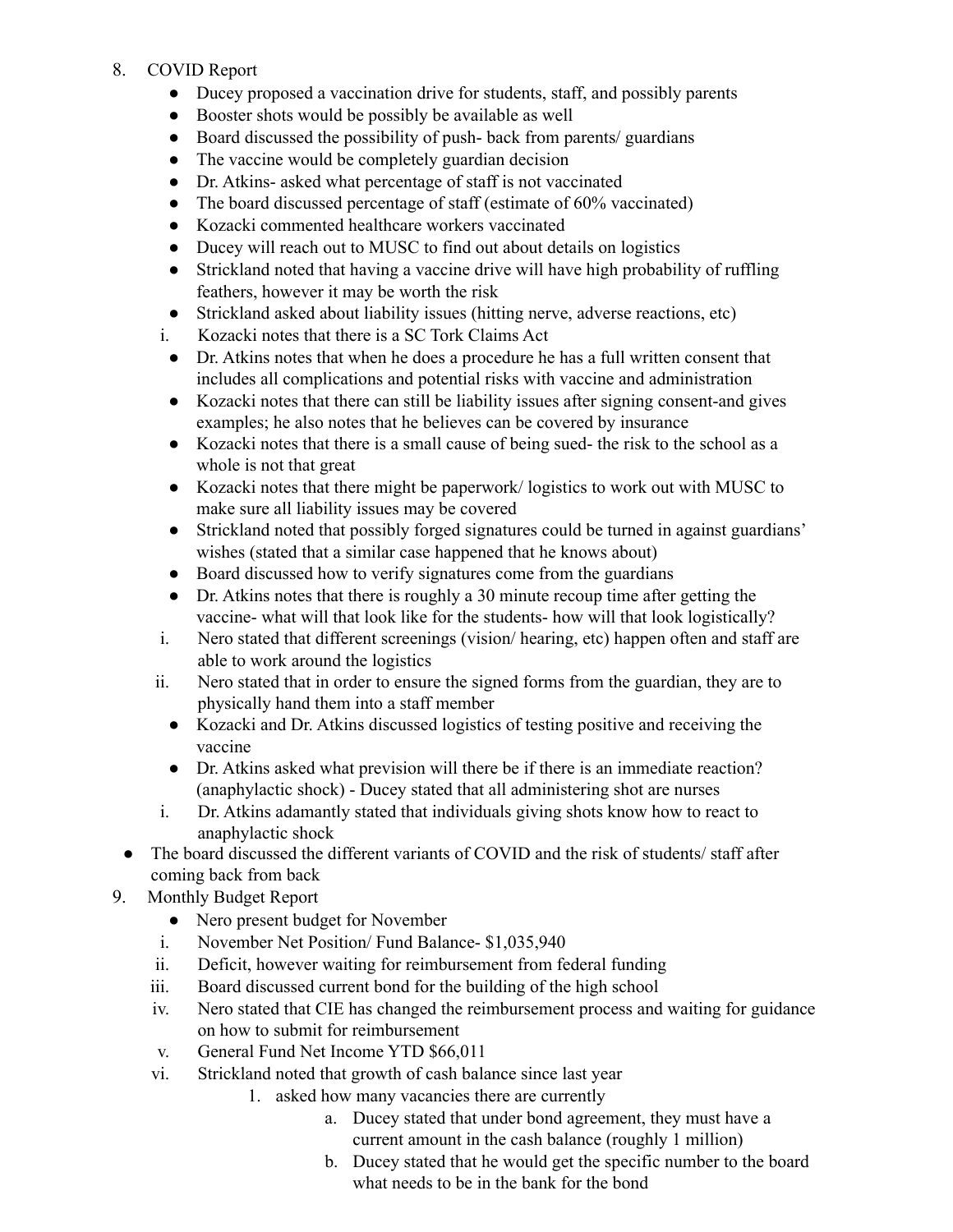8. COVID Report
    - Ducey proposed a vaccination drive for students, staff, and possibly parents
    - Booster shots would be possibly be available as well
    - Board discussed the possibility of push- back from parents/ guardians
    - The vaccine would be completely guardian decision
    - Dr. Atkins- asked what percentage of staff is not vaccinated
    - The board discussed percentage of staff (estimate of 60% vaccinated)
    - Kozacki commented healthcare workers vaccinated
    - Ducey will reach out to MUSC to find out about details on logistics
    - Strickland noted that having a vaccine drive will have high probability of ruffling feathers, however it may be worth the risk
    - Strickland asked about liability issues (hitting nerve, adverse reactions, etc)
        i. Kozacki notes that there is a SC Tork Claims Act
    - Dr. Atkins notes that when he does a procedure he has a full written consent that includes all complications and potential risks with vaccine and administration
    - Kozacki notes that there can still be liability issues after signing consent-and gives examples; he also notes that he believes can be covered by insurance
    - Kozacki notes that there is a small cause of being sued- the risk to the school as a whole is not that great
    - Kozacki notes that there might be paperwork/ logistics to work out with MUSC to make sure all liability issues may be covered
    - Strickland noted that possibly forged signatures could be turned in against guardians' wishes (stated that a similar case happened that he knows about)
    - Board discussed how to verify signatures come from the guardians
    - Dr. Atkins notes that there is roughly a 30 minute recoup time after getting the vaccine- what will that look like for the students- how will that look logistically?
        i. Nero stated that different screenings (vision/ hearing, etc) happen often and staff are able to work around the logistics
        ii. Nero stated that in order to ensure the signed forms from the guardian, they are to physically hand them into a staff member
    - Kozacki and Dr. Atkins discussed logistics of testing positive and receiving the vaccine
    - Dr. Atkins asked what prevision will there be if there is an immediate reaction? (anaphylactic shock) - Ducey stated that all administering shot are nurses
        i. Dr. Atkins adamantly stated that individuals giving shots know how to react to anaphylactic shock
- The board discussed the different variants of COVID and the risk of students/ staff after coming back from back

9. Monthly Budget Report
    - Nero present budget for November
        i. November Net Position/ Fund Balance- $1,035,940
        ii. Deficit, however waiting for reimbursement from federal funding
        iii. Board discussed current bond for the building of the high school
        iv. Nero stated that CIE has changed the reimbursement process and waiting for guidance on how to submit for reimbursement
        v. General Fund Net Income YTD $66,011
        vi. Strickland noted that growth of cash balance since last year
            1. asked how many vacancies there are currently
                a. Ducey stated that under bond agreement, they must have a current amount in the cash balance (roughly 1 million)
                b. Ducey stated that he would get the specific number to the board what needs to be in the bank for the bond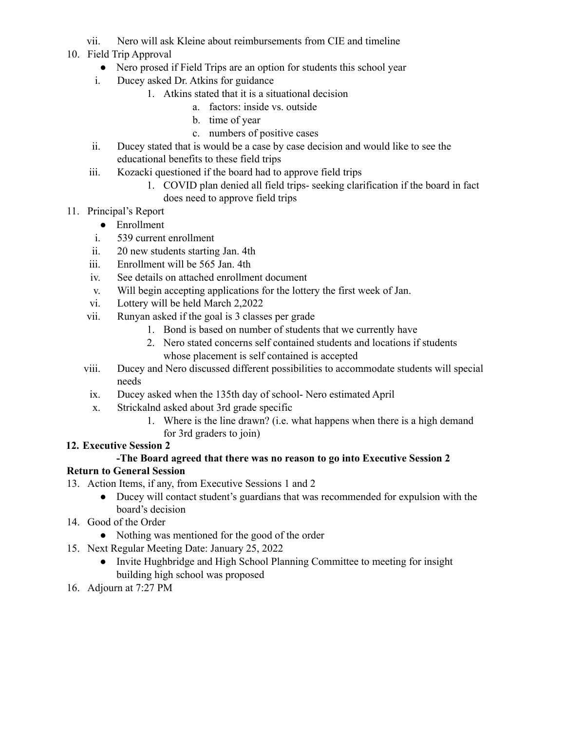vii. Nero will ask Kleine about reimbursements from CIE and timeline

10. Field Trip Approval
    - Nero prosed if Field Trips are an option for students this school year
    
    i. Ducey asked Dr. Atkins for guidance
       1. Atkins stated that it is a situational decision
          a. factors: inside vs. outside
          b. time of year
          c. numbers of positive cases
    
    ii. Ducey stated that is would be a case by case decision and would like to see the educational benefits to these field trips
    
    iii. Kozacki questioned if the board had to approve field trips
       1. COVID plan denied all field trips- seeking clarification if the board in fact does need to approve field trips

11. Principal's Report
    - Enrollment
    
    i. 539 current enrollment
    
    ii. 20 new students starting Jan. 4th
    
    iii. Enrollment will be 565 Jan. 4th
    
    iv. See details on attached enrollment document
    
    v. Will begin accepting applications for the lottery the first week of Jan.
    
    vi. Lottery will be held March 2,2022
    
    vii. Runyan asked if the goal is 3 classes per grade
       1. Bond is based on number of students that we currently have
       2. Nero stated concerns self contained students and locations if students whose placement is self contained is accepted
    
    viii. Ducey and Nero discussed different possibilities to accommodate students will special needs
    
    ix. Ducey asked when the 135th day of school- Nero estimated April
    
    x. Strickalnd asked about 3rd grade specific
       1. Where is the line drawn? (i.e. what happens when there is a high demand for 3rd graders to join)

**12. Executive Session 2**

**-The Board agreed that there was no reason to go into Executive Session 2**

**Return to General Session**

13. Action Items, if any, from Executive Sessions 1 and 2
    - Ducey will contact student's guardians that was recommended for expulsion with the board's decision

14. Good of the Order
    - Nothing was mentioned for the good of the order

15. Next Regular Meeting Date: January 25, 2022
    - Invite Hughbridge and High School Planning Committee to meeting for insight building high school was proposed

16. Adjourn at 7:27 PM